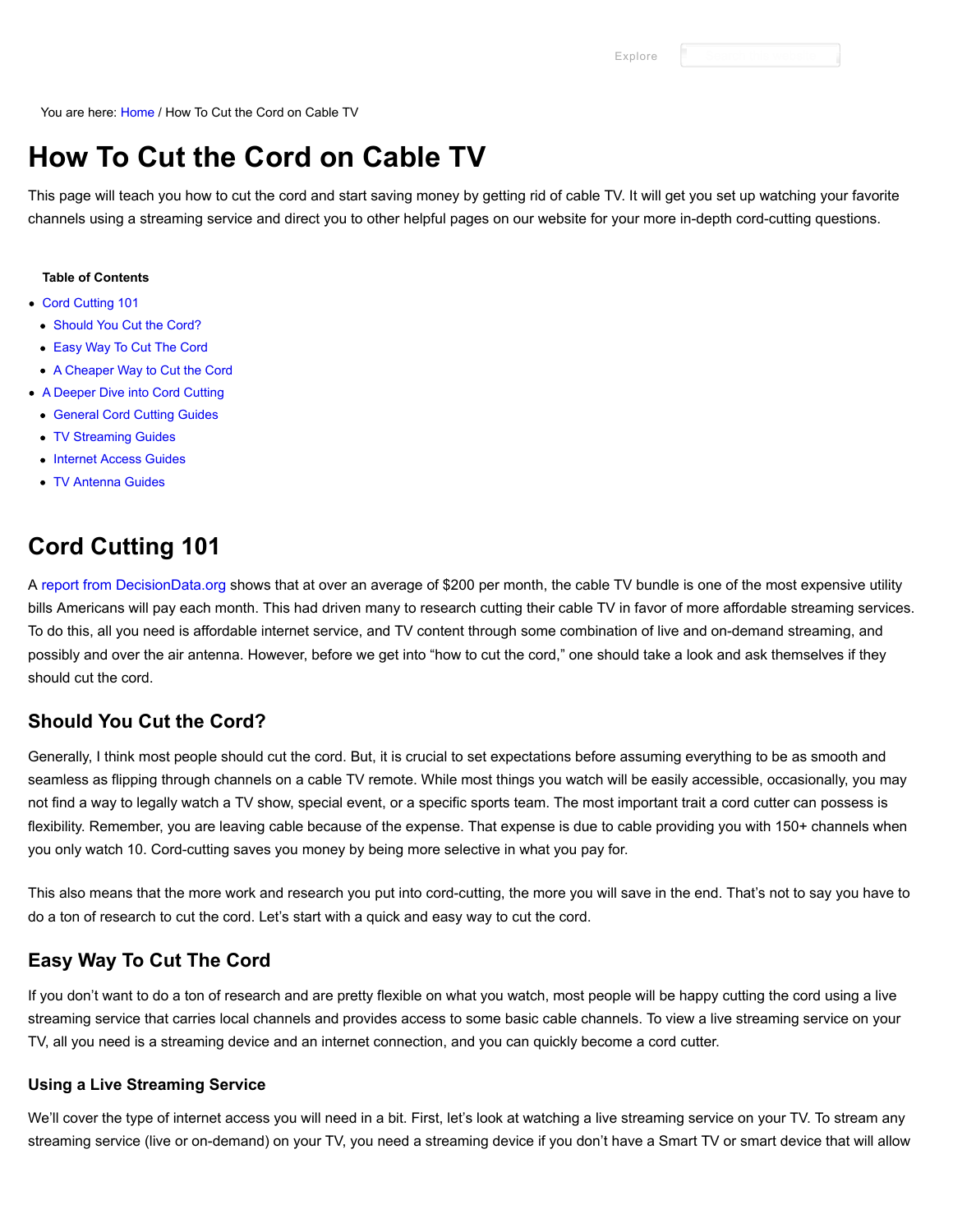You are here: Home / How To Cut the Cord on Cable TV

# How To Cut the Cord on Cable TV

This page will teach you how to cut the cord and start saving money by getting rid of cable TV. It will get you set up watching your favorite channels using a streaming service and direct you to other helpful pages on our website for your more in-depth cord-cutting questions.

**Table of Contents**

- Cord Cutting 101
  - Should You Cut the Cord?
  - Easy Way To Cut The Cord
  - A Cheaper Way to Cut the Cord
- A Deeper Dive into Cord Cutting
  - General Cord Cutting Guides
  - TV Streaming Guides
  - Internet Access Guides
  - TV Antenna Guides

## Cord Cutting 101

A report from DecisionData.org shows that at over an average of $200 per month, the cable TV bundle is one of the most expensive utility bills Americans will pay each month. This had driven many to research cutting their cable TV in favor of more affordable streaming services. To do this, all you need is affordable internet service, and TV content through some combination of live and on-demand streaming, and possibly and over the air antenna. However, before we get into "how to cut the cord," one should take a look and ask themselves if they should cut the cord.

### Should You Cut the Cord?

Generally, I think most people should cut the cord. But, it is crucial to set expectations before assuming everything to be as smooth and seamless as flipping through channels on a cable TV remote. While most things you watch will be easily accessible, occasionally, you may not find a way to legally watch a TV show, special event, or a specific sports team. The most important trait a cord cutter can possess is flexibility. Remember, you are leaving cable because of the expense. That expense is due to cable providing you with 150+ channels when you only watch 10. Cord-cutting saves you money by being more selective in what you pay for.

This also means that the more work and research you put into cord-cutting, the more you will save in the end. That's not to say you have to do a ton of research to cut the cord. Let's start with a quick and easy way to cut the cord.

### Easy Way To Cut The Cord

If you don't want to do a ton of research and are pretty flexible on what you watch, most people will be happy cutting the cord using a live streaming service that carries local channels and provides access to some basic cable channels. To view a live streaming service on your TV, all you need is a streaming device and an internet connection, and you can quickly become a cord cutter.

#### Using a Live Streaming Service

We'll cover the type of internet access you will need in a bit. First, let's look at watching a live streaming service on your TV. To stream any streaming service (live or on-demand) on your TV, you need a streaming device if you don't have a Smart TV or smart device that will allow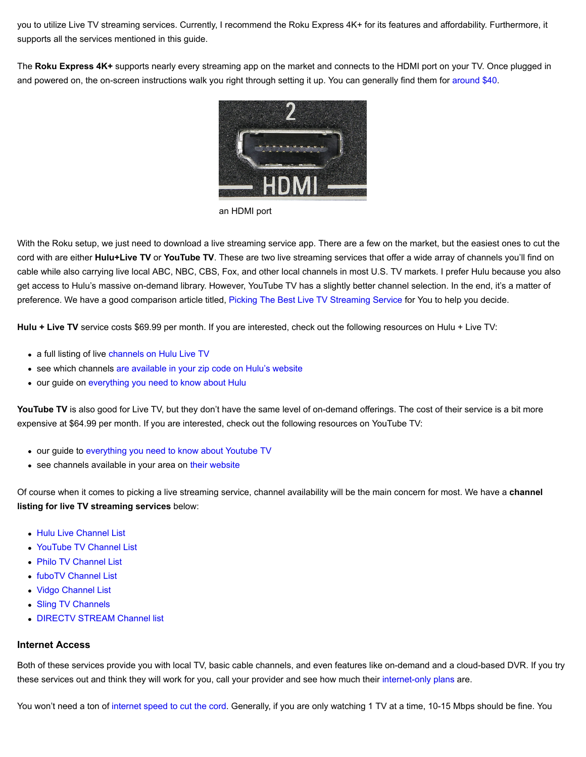you to utilize Live TV streaming services. Currently, I recommend the Roku Express 4K+ for its features and affordability. Furthermore, it supports all the services mentioned in this guide.

The **Roku Express 4K+** supports nearly every streaming app on the market and connects to the HDMI port on your TV. Once plugged in and powered on, the on-screen instructions walk you right through setting it up. You can generally find them for around $40.

an HDMI port

With the Roku setup, we just need to download a live streaming service app. There are a few on the market, but the easiest ones to cut the cord with are either **Hulu+Live TV** or **YouTube TV**. These are two live streaming services that offer a wide array of channels you'll find on cable while also carrying live local ABC, NBC, CBS, Fox, and other local channels in most U.S. TV markets. I prefer Hulu because you also get access to Hulu's massive on-demand library. However, YouTube TV has a slightly better channel selection. In the end, it's a matter of preference. We have a good comparison article titled, Picking The Best Live TV Streaming Service for You to help you decide.

**Hulu + Live TV** service costs $69.99 per month. If you are interested, check out the following resources on Hulu + Live TV:

- a full listing of live channels on Hulu Live TV
- see which channels are available in your zip code on Hulu's website
- our guide on everything you need to know about Hulu

**YouTube TV** is also good for Live TV, but they don't have the same level of on-demand offerings. The cost of their service is a bit more expensive at $64.99 per month. If you are interested, check out the following resources on YouTube TV:

- our guide to everything you need to know about Youtube TV
- see channels available in your area on their website

Of course when it comes to picking a live streaming service, channel availability will be the main concern for most. We have a **channel listing for live TV streaming services** below:

- Hulu Live Channel List
- YouTube TV Channel List
- Philo TV Channel List
- fuboTV Channel List
- Vidgo Channel List
- Sling TV Channels
- DIRECTV STREAM Channel list

### Internet Access

Both of these services provide you with local TV, basic cable channels, and even features like on-demand and a cloud-based DVR. If you try these services out and think they will work for you, call your provider and see how much their internet-only plans are.

You won't need a ton of internet speed to cut the cord. Generally, if you are only watching 1 TV at a time, 10-15 Mbps should be fine. You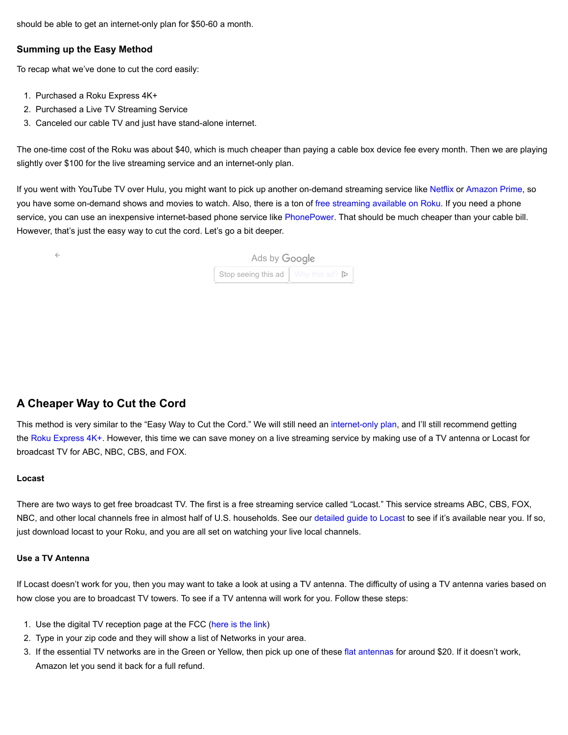should be able to get an internet-only plan for $50-60 a month.

### Summing up the Easy Method

To recap what we've done to cut the cord easily:

1. Purchased a Roku Express 4K+
2. Purchased a Live TV Streaming Service
3. Canceled our cable TV and just have stand-alone internet.

The one-time cost of the Roku was about $40, which is much cheaper than paying a cable box device fee every month. Then we are playing slightly over $100 for the live streaming service and an internet-only plan.

If you went with YouTube TV over Hulu, you might want to pick up another on-demand streaming service like Netflix or Amazon Prime, so you have some on-demand shows and movies to watch. Also, there is a ton of free streaming available on Roku. If you need a phone service, you can use an inexpensive internet-based phone service like PhonePower. That should be much cheaper than your cable bill. However, that's just the easy way to cut the cord. Let's go a bit deeper.

## A Cheaper Way to Cut the Cord

This method is very similar to the "Easy Way to Cut the Cord." We will still need an internet-only plan, and I'll still recommend getting the Roku Express 4K+. However, this time we can save money on a live streaming service by making use of a TV antenna or Locast for broadcast TV for ABC, NBC, CBS, and FOX.

#### Locast

There are two ways to get free broadcast TV. The first is a free streaming service called "Locast." This service streams ABC, CBS, FOX, NBC, and other local channels free in almost half of U.S. households. See our detailed guide to Locast to see if it's available near you. If so, just download locast to your Roku, and you are all set on watching your live local channels.

#### Use a TV Antenna

If Locast doesn't work for you, then you may want to take a look at using a TV antenna. The difficulty of using a TV antenna varies based on how close you are to broadcast TV towers. To see if a TV antenna will work for you. Follow these steps:

1. Use the digital TV reception page at the FCC (here is the link)
2. Type in your zip code and they will show a list of Networks in your area.
3. If the essential TV networks are in the Green or Yellow, then pick up one of these flat antennas for around $20. If it doesn't work, Amazon let you send it back for a full refund.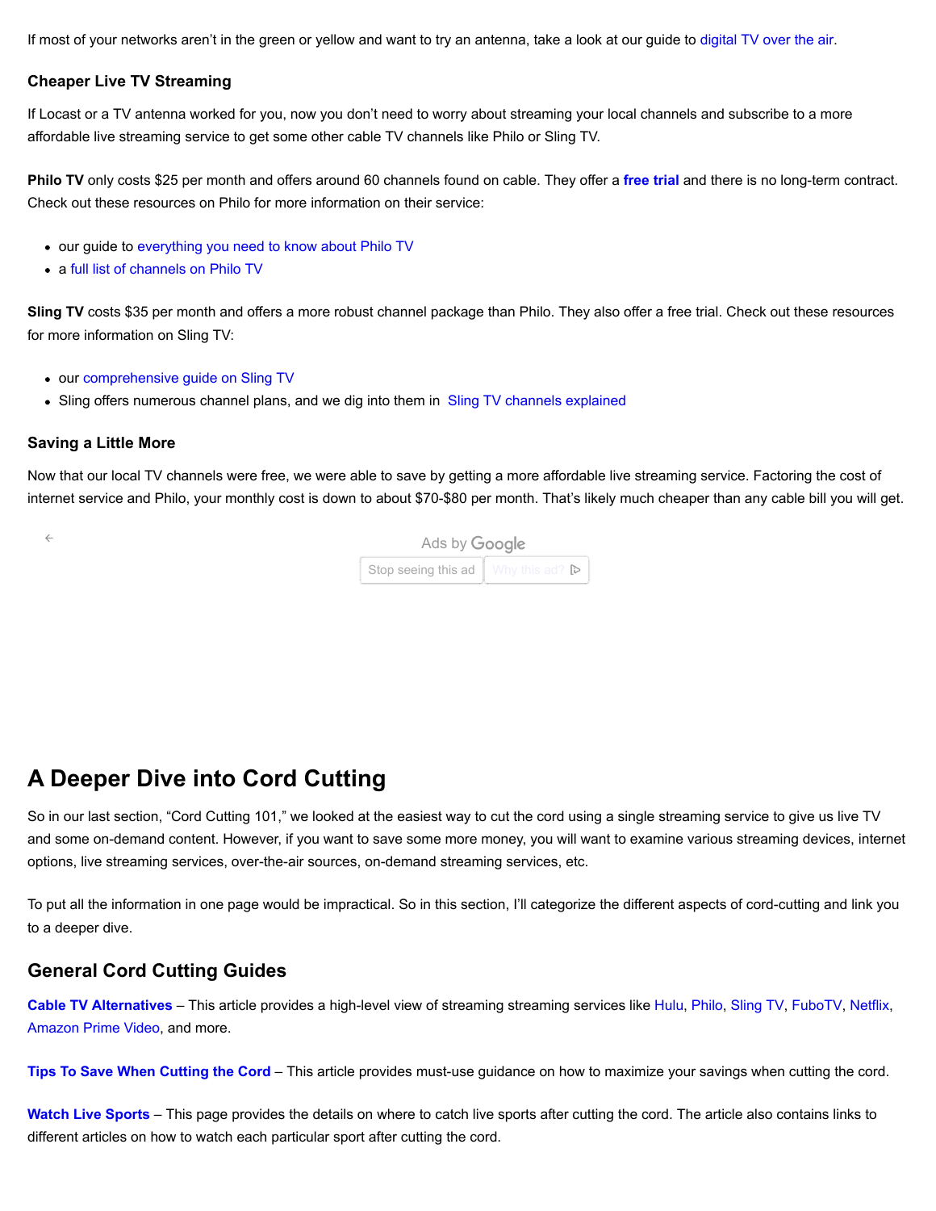If most of your networks aren't in the green or yellow and want to try an antenna, take a look at our guide to digital TV over the air.

### Cheaper Live TV Streaming

If Locast or a TV antenna worked for you, now you don't need to worry about streaming your local channels and subscribe to a more affordable live streaming service to get some other cable TV channels like Philo or Sling TV.

**Philo TV** only costs $25 per month and offers around 60 channels found on cable. They offer a **free trial** and there is no long-term contract. Check out these resources on Philo for more information on their service:

- our guide to everything you need to know about Philo TV
- a full list of channels on Philo TV

**Sling TV** costs $35 per month and offers a more robust channel package than Philo. They also offer a free trial. Check out these resources for more information on Sling TV:

- our comprehensive guide on Sling TV
- Sling offers numerous channel plans, and we dig into them in Sling TV channels explained

### Saving a Little More

Now that our local TV channels were free, we were able to save by getting a more affordable live streaming service. Factoring the cost of internet service and Philo, your monthly cost is down to about $70-$80 per month. That's likely much cheaper than any cable bill you will get.

## A Deeper Dive into Cord Cutting

So in our last section, "Cord Cutting 101," we looked at the easiest way to cut the cord using a single streaming service to give us live TV and some on-demand content. However, if you want to save some more money, you will want to examine various streaming devices, internet options, live streaming services, over-the-air sources, on-demand streaming services, etc.

To put all the information in one page would be impractical. So in this section, I'll categorize the different aspects of cord-cutting and link you to a deeper dive.

### General Cord Cutting Guides

**Cable TV Alternatives** – This article provides a high-level view of streaming streaming services like Hulu, Philo, Sling TV, FuboTV, Netflix, Amazon Prime Video, and more.

**Tips To Save When Cutting the Cord** – This article provides must-use guidance on how to maximize your savings when cutting the cord.

**Watch Live Sports** – This page provides the details on where to catch live sports after cutting the cord. The article also contains links to different articles on how to watch each particular sport after cutting the cord.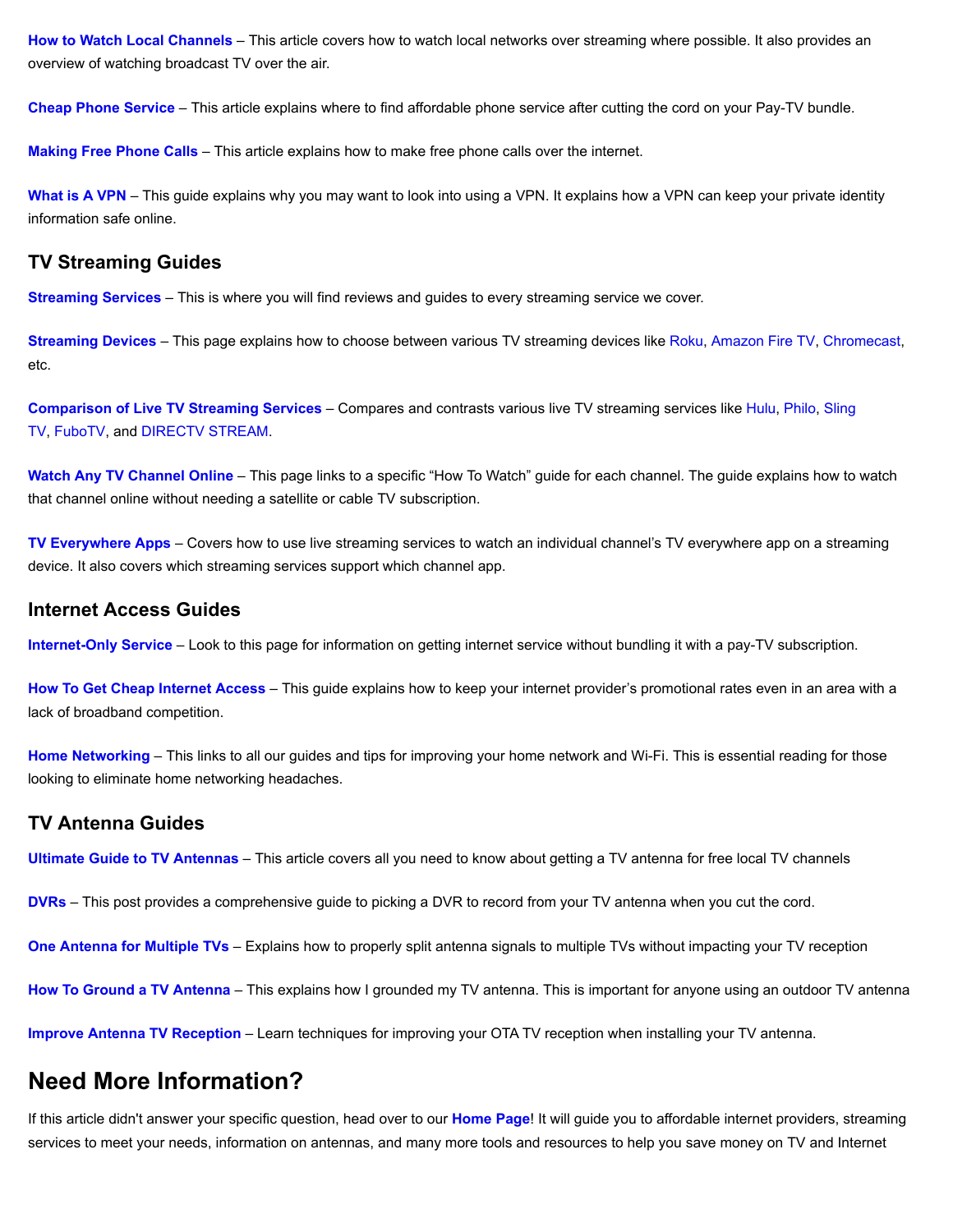**How to Watch Local Channels** – This article covers how to watch local networks over streaming where possible. It also provides an overview of watching broadcast TV over the air.

**Cheap Phone Service** – This article explains where to find affordable phone service after cutting the cord on your Pay-TV bundle.

**Making Free Phone Calls** – This article explains how to make free phone calls over the internet.

**What is A VPN** – This guide explains why you may want to look into using a VPN. It explains how a VPN can keep your private identity information safe online.

### TV Streaming Guides

**Streaming Services** – This is where you will find reviews and guides to every streaming service we cover.

**Streaming Devices** – This page explains how to choose between various TV streaming devices like Roku, Amazon Fire TV, Chromecast, etc.

**Comparison of Live TV Streaming Services** – Compares and contrasts various live TV streaming services like Hulu, Philo, Sling TV, FuboTV, and DIRECTV STREAM.

**Watch Any TV Channel Online** – This page links to a specific "How To Watch" guide for each channel. The guide explains how to watch that channel online without needing a satellite or cable TV subscription.

**TV Everywhere Apps** – Covers how to use live streaming services to watch an individual channel's TV everywhere app on a streaming device. It also covers which streaming services support which channel app.

### Internet Access Guides

**Internet-Only Service** – Look to this page for information on getting internet service without bundling it with a pay-TV subscription.

**How To Get Cheap Internet Access** – This guide explains how to keep your internet provider's promotional rates even in an area with a lack of broadband competition.

**Home Networking** – This links to all our guides and tips for improving your home network and Wi-Fi. This is essential reading for those looking to eliminate home networking headaches.

### TV Antenna Guides

**Ultimate Guide to TV Antennas** – This article covers all you need to know about getting a TV antenna for free local TV channels

**DVRs** – This post provides a comprehensive guide to picking a DVR to record from your TV antenna when you cut the cord.

**One Antenna for Multiple TVs** – Explains how to properly split antenna signals to multiple TVs without impacting your TV reception

**How To Ground a TV Antenna** – This explains how I grounded my TV antenna. This is important for anyone using an outdoor TV antenna

**Improve Antenna TV Reception** – Learn techniques for improving your OTA TV reception when installing your TV antenna.

## Need More Information?

If this article didn't answer your specific question, head over to our **Home Page**! It will guide you to affordable internet providers, streaming services to meet your needs, information on antennas, and many more tools and resources to help you save money on TV and Internet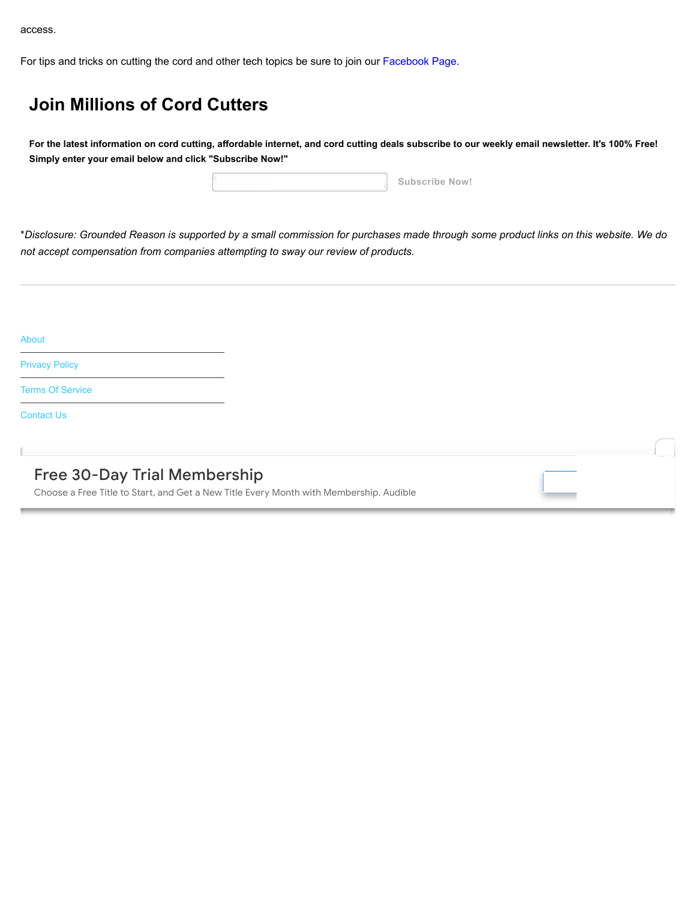access.

For tips and tricks on cutting the cord and other tech topics be sure to join our Facebook Page.

## Join Millions of Cord Cutters

**For the latest information on cord cutting, affordable internet, and cord cutting deals subscribe to our weekly email newsletter. It's 100% Free! Simply enter your email below and click "Subscribe Now!"**

Subscribe Now!

**Disclosure: Grounded Reason is supported by a small commission for purchases made through some product links on this website. We do not accept compensation from companies attempting to sway our review of products.*

---

About

Privacy Policy

Terms Of Service

Contact Us

Free 30-Day Trial Membership

Choose a Free Title to Start, and Get a New Title Every Month with Membership. Audible